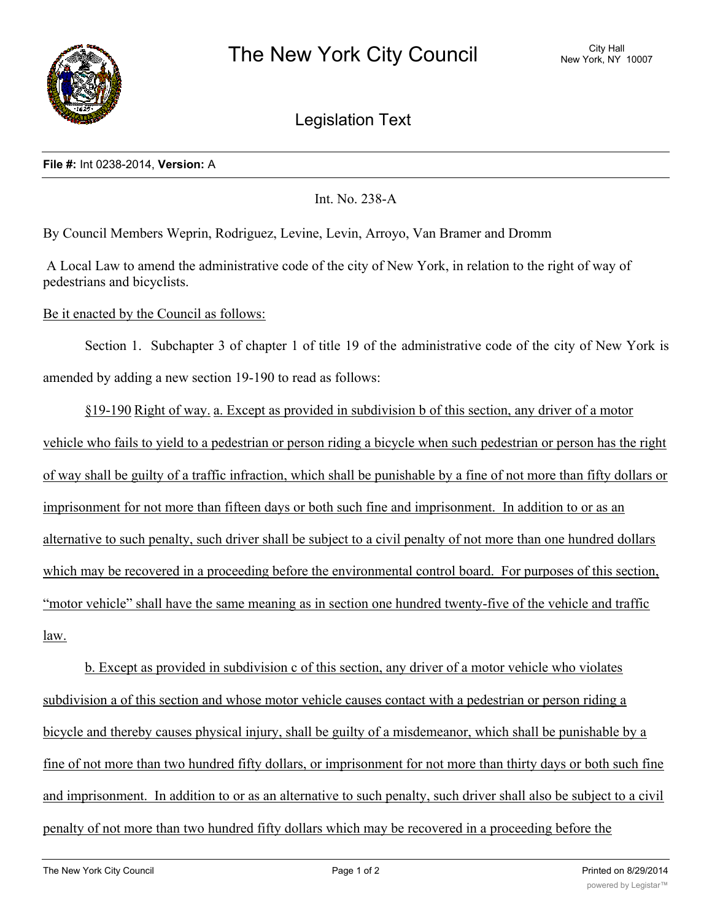# The New York City Council

City Hall
New York, NY 10007

## Legislation Text

**File #:** Int 0238-2014, **Version:** A

Int. No. 238-A

By Council Members Weprin, Rodriguez, Levine, Levin, Arroyo, Van Bramer and Dromm

A Local Law to amend the administrative code of the city of New York, in relation to the right of way of pedestrians and bicyclists.

Be it enacted by the Council as follows:

Section 1. Subchapter 3 of chapter 1 of title 19 of the administrative code of the city of New York is amended by adding a new section 19-190 to read as follows:

§19-190 Right of way. a. Except as provided in subdivision b of this section, any driver of a motor vehicle who fails to yield to a pedestrian or person riding a bicycle when such pedestrian or person has the right of way shall be guilty of a traffic infraction, which shall be punishable by a fine of not more than fifty dollars or imprisonment for not more than fifteen days or both such fine and imprisonment. In addition to or as an alternative to such penalty, such driver shall be subject to a civil penalty of not more than one hundred dollars which may be recovered in a proceeding before the environmental control board. For purposes of this section, "motor vehicle" shall have the same meaning as in section one hundred twenty-five of the vehicle and traffic law.

b. Except as provided in subdivision c of this section, any driver of a motor vehicle who violates subdivision a of this section and whose motor vehicle causes contact with a pedestrian or person riding a bicycle and thereby causes physical injury, shall be guilty of a misdemeanor, which shall be punishable by a fine of not more than two hundred fifty dollars, or imprisonment for not more than thirty days or both such fine and imprisonment. In addition to or as an alternative to such penalty, such driver shall also be subject to a civil penalty of not more than two hundred fifty dollars which may be recovered in a proceeding before the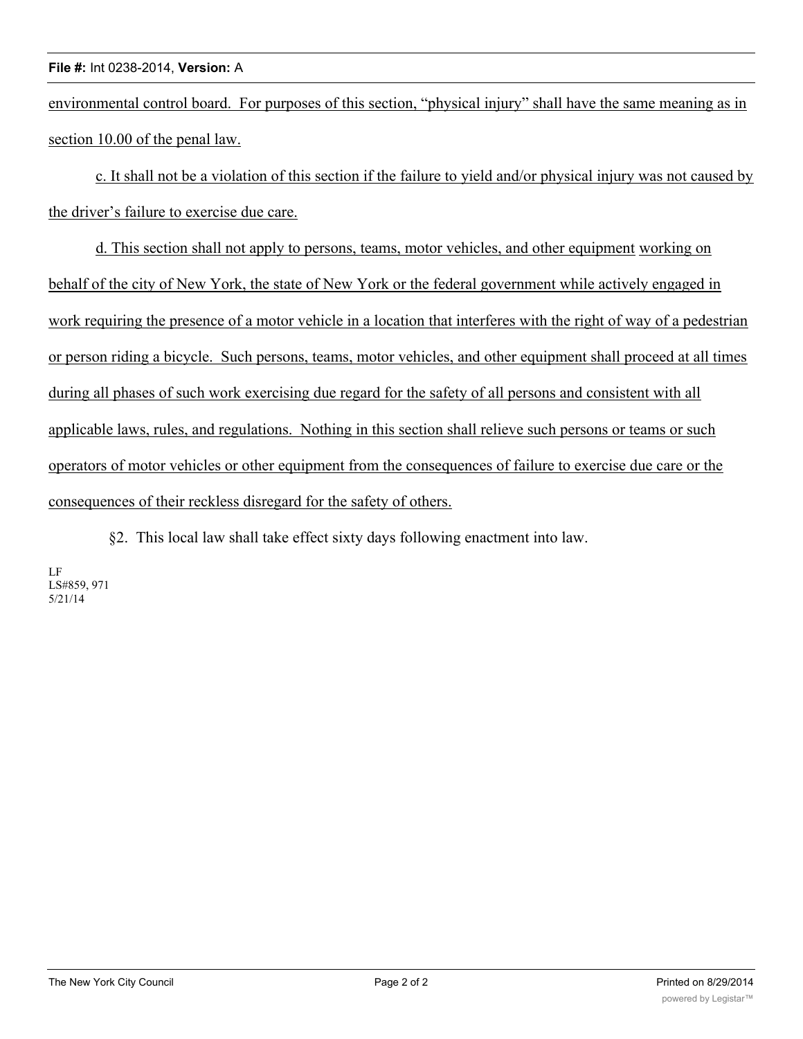environmental control board. For purposes of this section, "physical injury" shall have the same meaning as in section 10.00 of the penal law.

c. It shall not be a violation of this section if the failure to yield and/or physical injury was not caused by the driver's failure to exercise due care.

d. This section shall not apply to persons, teams, motor vehicles, and other equipment working on behalf of the city of New York, the state of New York or the federal government while actively engaged in work requiring the presence of a motor vehicle in a location that interferes with the right of way of a pedestrian or person riding a bicycle. Such persons, teams, motor vehicles, and other equipment shall proceed at all times during all phases of such work exercising due regard for the safety of all persons and consistent with all applicable laws, rules, and regulations. Nothing in this section shall relieve such persons or teams or such operators of motor vehicles or other equipment from the consequences of failure to exercise due care or the consequences of their reckless disregard for the safety of others.

§2. This local law shall take effect sixty days following enactment into law.

LF
LS#859, 971
5/21/14